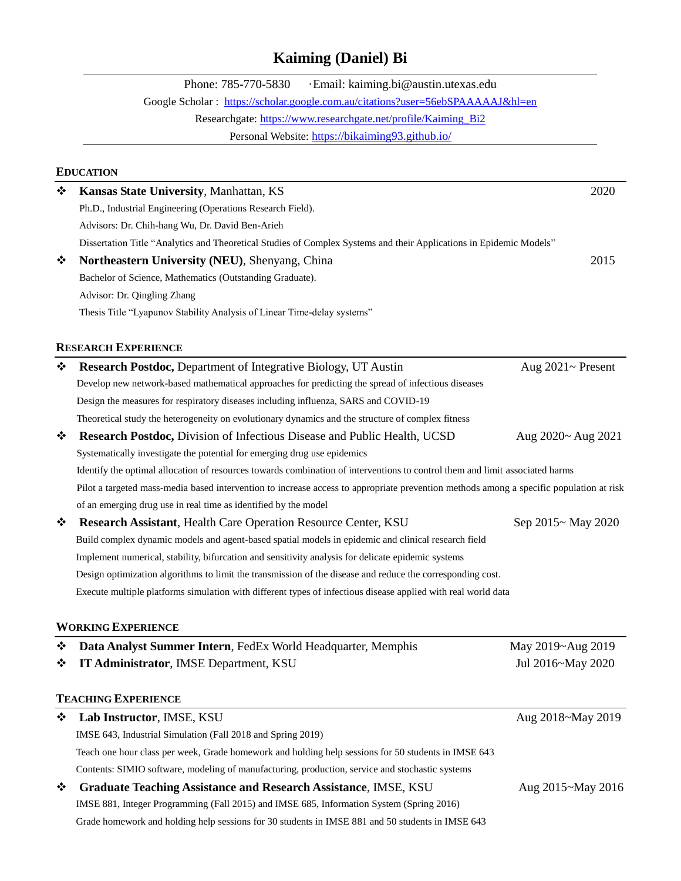# Kaiming (Daniel) Bi

Phone: 785-770-5830 ·Email: kaiming.bi@austin.utexas.edu

Google Scholar : https://scholar.google.com.au/citations?user=56ebSPAAAAAJ&hl=en

Researchgate: https://www.researchgate.net/profile/Kaiming_Bi2

Personal Website: https://bikaiming93.github.io/

## EDUCATION

- **Kansas State University**, Manhattan, KS — 2020
  - Ph.D., Industrial Engineering (Operations Research Field).
  - Advisors: Dr. Chih-hang Wu, Dr. David Ben-Arieh
  - Dissertation Title "Analytics and Theoretical Studies of Complex Systems and their Applications in Epidemic Models"
- **Northeastern University (NEU)**, Shenyang, China — 2015
  - Bachelor of Science, Mathematics (Outstanding Graduate).
  - Advisor: Dr. Qingling Zhang
  - Thesis Title "Lyapunov Stability Analysis of Linear Time-delay systems"

## RESEARCH EXPERIENCE

- **Research Postdoc,** Department of Integrative Biology, UT Austin — Aug 2021~ Present
  - Develop new network-based mathematical approaches for predicting the spread of infectious diseases
  - Design the measures for respiratory diseases including influenza, SARS and COVID-19
  - Theoretical study the heterogeneity on evolutionary dynamics and the structure of complex fitness
- **Research Postdoc,** Division of Infectious Disease and Public Health, UCSD — Aug 2020~ Aug 2021
  - Systematically investigate the potential for emerging drug use epidemics
  - Identify the optimal allocation of resources towards combination of interventions to control them and limit associated harms
  - Pilot a targeted mass-media based intervention to increase access to appropriate prevention methods among a specific population at risk of an emerging drug use in real time as identified by the model
- **Research Assistant**, Health Care Operation Resource Center, KSU — Sep 2015~ May 2020
  - Build complex dynamic models and agent-based spatial models in epidemic and clinical research field
  - Implement numerical, stability, bifurcation and sensitivity analysis for delicate epidemic systems
  - Design optimization algorithms to limit the transmission of the disease and reduce the corresponding cost.
  - Execute multiple platforms simulation with different types of infectious disease applied with real world data

## WORKING EXPERIENCE

- **Data Analyst Summer Intern**, FedEx World Headquarter, Memphis — May 2019~Aug 2019
- **IT Administrator**, IMSE Department, KSU — Jul 2016~May 2020

## TEACHING EXPERIENCE

- **Lab Instructor**, IMSE, KSU — Aug 2018~May 2019
  - IMSE 643, Industrial Simulation (Fall 2018 and Spring 2019)
  - Teach one hour class per week, Grade homework and holding help sessions for 50 students in IMSE 643
  - Contents: SIMIO software, modeling of manufacturing, production, service and stochastic systems
- **Graduate Teaching Assistance and Research Assistance**, IMSE, KSU — Aug 2015~May 2016
  - IMSE 881, Integer Programming (Fall 2015) and IMSE 685, Information System (Spring 2016)
  - Grade homework and holding help sessions for 30 students in IMSE 881 and 50 students in IMSE 643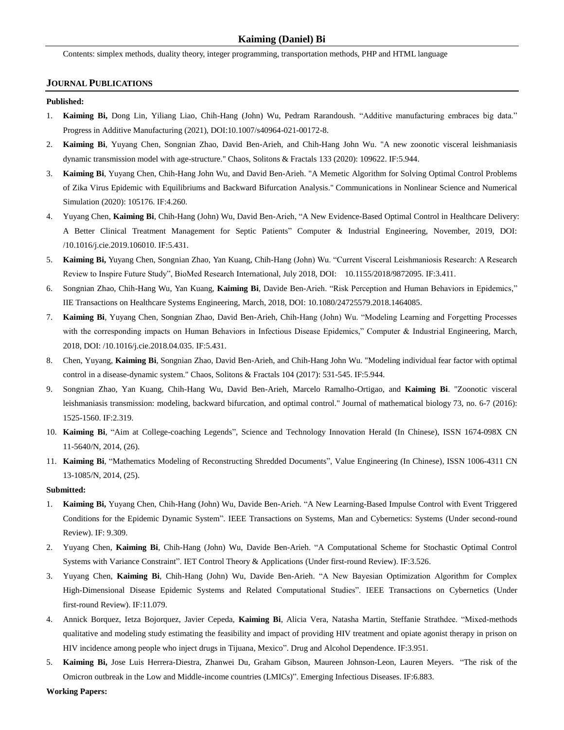Contents: simplex methods, duality theory, integer programming, transportation methods, PHP and HTML language

## JOURNAL PUBLICATIONS

**Published:**

1. **Kaiming Bi,** Dong Lin, Yiliang Liao, Chih-Hang (John) Wu, Pedram Rarandoush. "Additive manufacturing embraces big data." Progress in Additive Manufacturing (2021), DOI:10.1007/s40964-021-00172-8.
2. **Kaiming Bi**, Yuyang Chen, Songnian Zhao, David Ben-Arieh, and Chih-Hang John Wu. "A new zoonotic visceral leishmaniasis dynamic transmission model with age-structure." Chaos, Solitons & Fractals 133 (2020): 109622. IF:5.944.
3. **Kaiming Bi**, Yuyang Chen, Chih-Hang John Wu, and David Ben-Arieh. "A Memetic Algorithm for Solving Optimal Control Problems of Zika Virus Epidemic with Equilibriums and Backward Bifurcation Analysis." Communications in Nonlinear Science and Numerical Simulation (2020): 105176. IF:4.260.
4. Yuyang Chen, **Kaiming Bi**, Chih-Hang (John) Wu, David Ben-Arieh, "A New Evidence-Based Optimal Control in Healthcare Delivery: A Better Clinical Treatment Management for Septic Patients" Computer & Industrial Engineering, November, 2019, DOI: /10.1016/j.cie.2019.106010. IF:5.431.
5. **Kaiming Bi,** Yuyang Chen, Songnian Zhao, Yan Kuang, Chih-Hang (John) Wu. "Current Visceral Leishmaniosis Research: A Research Review to Inspire Future Study", BioMed Research International, July 2018, DOI: 10.1155/2018/9872095. IF:3.411.
6. Songnian Zhao, Chih-Hang Wu, Yan Kuang, **Kaiming Bi**, Davide Ben-Arieh. "Risk Perception and Human Behaviors in Epidemics," IIE Transactions on Healthcare Systems Engineering, March, 2018, DOI: 10.1080/24725579.2018.1464085.
7. **Kaiming Bi**, Yuyang Chen, Songnian Zhao, David Ben-Arieh, Chih-Hang (John) Wu. "Modeling Learning and Forgetting Processes with the corresponding impacts on Human Behaviors in Infectious Disease Epidemics," Computer & Industrial Engineering, March, 2018, DOI: /10.1016/j.cie.2018.04.035. IF:5.431.
8. Chen, Yuyang, **Kaiming Bi**, Songnian Zhao, David Ben-Arieh, and Chih-Hang John Wu. "Modeling individual fear factor with optimal control in a disease-dynamic system." Chaos, Solitons & Fractals 104 (2017): 531-545. IF:5.944.
9. Songnian Zhao, Yan Kuang, Chih-Hang Wu, David Ben-Arieh, Marcelo Ramalho-Ortigao, and **Kaiming Bi**. "Zoonotic visceral leishmaniasis transmission: modeling, backward bifurcation, and optimal control." Journal of mathematical biology 73, no. 6-7 (2016): 1525-1560. IF:2.319.
10. **Kaiming Bi**, "Aim at College-coaching Legends", Science and Technology Innovation Herald (In Chinese), ISSN 1674-098X CN 11-5640/N, 2014, (26).
11. **Kaiming Bi**, "Mathematics Modeling of Reconstructing Shredded Documents", Value Engineering (In Chinese), ISSN 1006-4311 CN 13-1085/N, 2014, (25).

**Submitted:**

1. **Kaiming Bi,** Yuyang Chen, Chih-Hang (John) Wu, Davide Ben-Arieh. "A New Learning-Based Impulse Control with Event Triggered Conditions for the Epidemic Dynamic System". IEEE Transactions on Systems, Man and Cybernetics: Systems (Under second-round Review). IF: 9.309.
2. Yuyang Chen, **Kaiming Bi**, Chih-Hang (John) Wu, Davide Ben-Arieh. "A Computational Scheme for Stochastic Optimal Control Systems with Variance Constraint". IET Control Theory & Applications (Under first-round Review). IF:3.526.
3. Yuyang Chen, **Kaiming Bi**, Chih-Hang (John) Wu, Davide Ben-Arieh. "A New Bayesian Optimization Algorithm for Complex High-Dimensional Disease Epidemic Systems and Related Computational Studies". IEEE Transactions on Cybernetics (Under first-round Review). IF:11.079.
4. Annick Borquez, Ietza Bojorquez, Javier Cepeda, **Kaiming Bi**, Alicia Vera, Natasha Martin, Steffanie Strathdee. "Mixed-methods qualitative and modeling study estimating the feasibility and impact of providing HIV treatment and opiate agonist therapy in prison on HIV incidence among people who inject drugs in Tijuana, Mexico". Drug and Alcohol Dependence. IF:3.951.
5. **Kaiming Bi,** Jose Luis Herrera-Diestra, Zhanwei Du, Graham Gibson, Maureen Johnson-Leon, Lauren Meyers. "The risk of the Omicron outbreak in the Low and Middle-income countries (LMICs)". Emerging Infectious Diseases. IF:6.883.

**Working Papers:**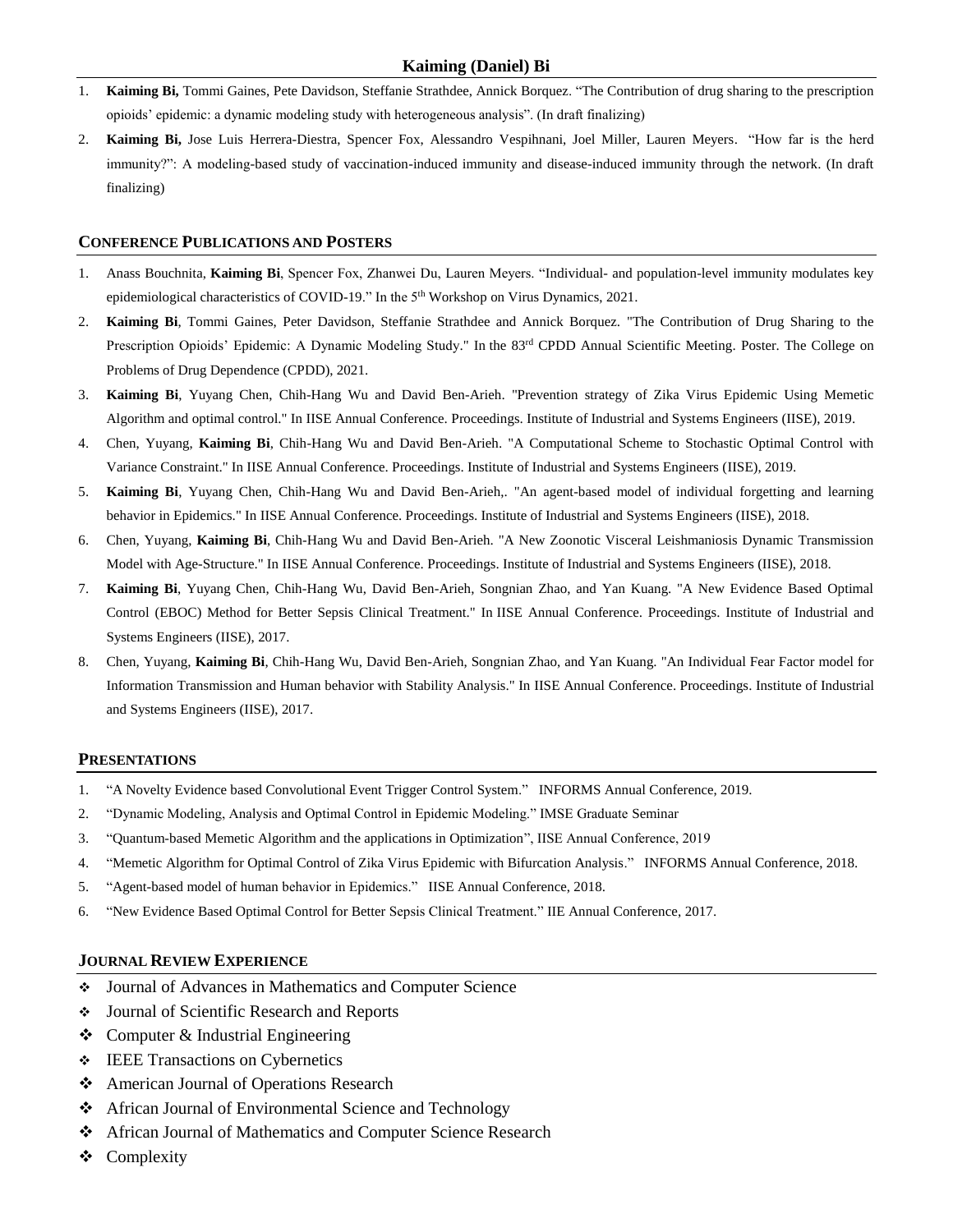1. **Kaiming Bi,** Tommi Gaines, Pete Davidson, Steffanie Strathdee, Annick Borquez. “The Contribution of drug sharing to the prescription opioids’ epidemic: a dynamic modeling study with heterogeneous analysis”. (In draft finalizing)
2. **Kaiming Bi,** Jose Luis Herrera-Diestra, Spencer Fox, Alessandro Vespihnani, Joel Miller, Lauren Meyers. “How far is the herd immunity?”: A modeling-based study of vaccination-induced immunity and disease-induced immunity through the network. (In draft finalizing)

## CONFERENCE PUBLICATIONS AND POSTERS

1. Anass Bouchnita, **Kaiming Bi**, Spencer Fox, Zhanwei Du, Lauren Meyers. “Individual- and population-level immunity modulates key epidemiological characteristics of COVID-19.” In the 5th Workshop on Virus Dynamics, 2021.
2. **Kaiming Bi**, Tommi Gaines, Peter Davidson, Steffanie Strathdee and Annick Borquez. "The Contribution of Drug Sharing to the Prescription Opioids’ Epidemic: A Dynamic Modeling Study." In the 83rd CPDD Annual Scientific Meeting. Poster. The College on Problems of Drug Dependence (CPDD), 2021.
3. **Kaiming Bi**, Yuyang Chen, Chih-Hang Wu and David Ben-Arieh. "Prevention strategy of Zika Virus Epidemic Using Memetic Algorithm and optimal control." In IISE Annual Conference. Proceedings. Institute of Industrial and Systems Engineers (IISE), 2019.
4. Chen, Yuyang, **Kaiming Bi**, Chih-Hang Wu and David Ben-Arieh. "A Computational Scheme to Stochastic Optimal Control with Variance Constraint." In IISE Annual Conference. Proceedings. Institute of Industrial and Systems Engineers (IISE), 2019.
5. **Kaiming Bi**, Yuyang Chen, Chih-Hang Wu and David Ben-Arieh,. "An agent-based model of individual forgetting and learning behavior in Epidemics." In IISE Annual Conference. Proceedings. Institute of Industrial and Systems Engineers (IISE), 2018.
6. Chen, Yuyang, **Kaiming Bi**, Chih-Hang Wu and David Ben-Arieh. "A New Zoonotic Visceral Leishmaniosis Dynamic Transmission Model with Age-Structure." In IISE Annual Conference. Proceedings. Institute of Industrial and Systems Engineers (IISE), 2018.
7. **Kaiming Bi**, Yuyang Chen, Chih-Hang Wu, David Ben-Arieh, Songnian Zhao, and Yan Kuang. "A New Evidence Based Optimal Control (EBOC) Method for Better Sepsis Clinical Treatment." In IISE Annual Conference. Proceedings. Institute of Industrial and Systems Engineers (IISE), 2017.
8. Chen, Yuyang, **Kaiming Bi**, Chih-Hang Wu, David Ben-Arieh, Songnian Zhao, and Yan Kuang. "An Individual Fear Factor model for Information Transmission and Human behavior with Stability Analysis." In IISE Annual Conference. Proceedings. Institute of Industrial and Systems Engineers (IISE), 2017.

## PRESENTATIONS

1. “A Novelty Evidence based Convolutional Event Trigger Control System.” INFORMS Annual Conference, 2019.
2. “Dynamic Modeling, Analysis and Optimal Control in Epidemic Modeling.” IMSE Graduate Seminar
3. “Quantum-based Memetic Algorithm and the applications in Optimization”, IISE Annual Conference, 2019
4. “Memetic Algorithm for Optimal Control of Zika Virus Epidemic with Bifurcation Analysis.” INFORMS Annual Conference, 2018.
5. “Agent-based model of human behavior in Epidemics.” IISE Annual Conference, 2018.
6. “New Evidence Based Optimal Control for Better Sepsis Clinical Treatment.” IIE Annual Conference, 2017.

## JOURNAL REVIEW EXPERIENCE

- Journal of Advances in Mathematics and Computer Science
- Journal of Scientific Research and Reports
- Computer & Industrial Engineering
- IEEE Transactions on Cybernetics
- American Journal of Operations Research
- African Journal of Environmental Science and Technology
- African Journal of Mathematics and Computer Science Research
- Complexity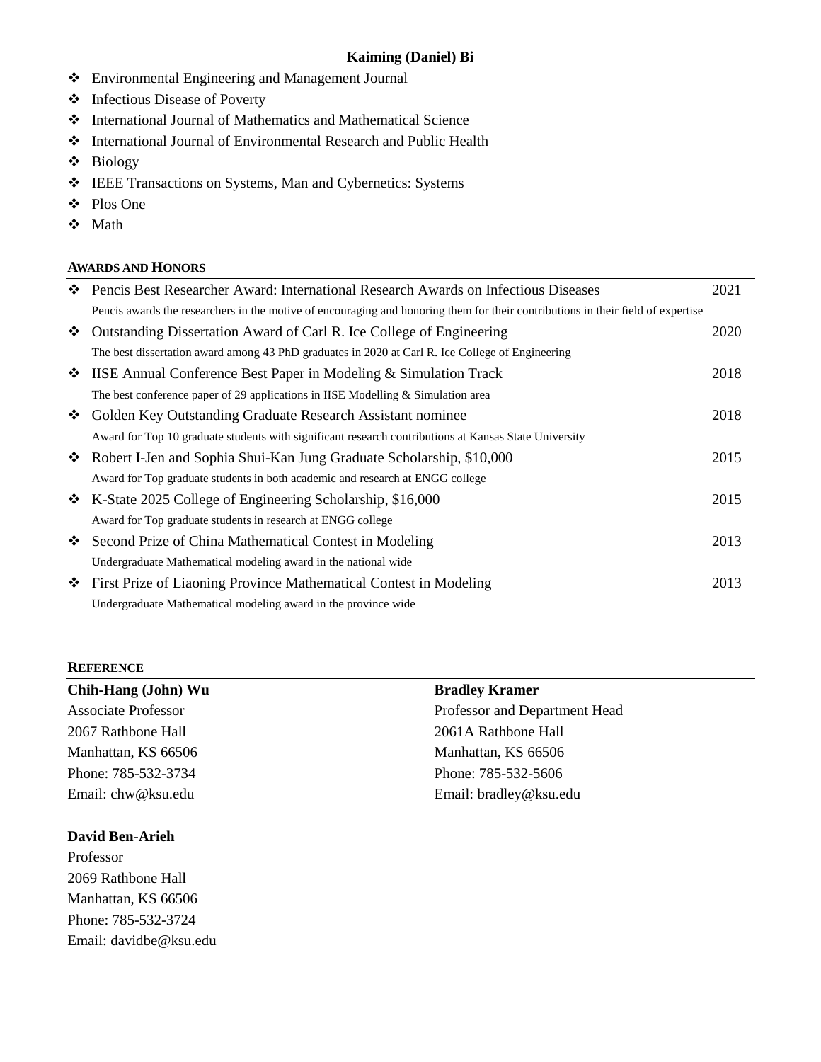- Environmental Engineering and Management Journal
- Infectious Disease of Poverty
- International Journal of Mathematics and Mathematical Science
- International Journal of Environmental Research and Public Health
- Biology
- IEEE Transactions on Systems, Man and Cybernetics: Systems
- Plos One
- Math

## AWARDS AND HONORS

- Pencis Best Researcher Award: International Research Awards on Infectious Diseases — 2021
  Pencis awards the researchers in the motive of encouraging and honoring them for their contributions in their field of expertise
- Outstanding Dissertation Award of Carl R. Ice College of Engineering — 2020
  The best dissertation award among 43 PhD graduates in 2020 at Carl R. Ice College of Engineering
- IISE Annual Conference Best Paper in Modeling & Simulation Track — 2018
  The best conference paper of 29 applications in IISE Modelling & Simulation area
- Golden Key Outstanding Graduate Research Assistant nominee — 2018
  Award for Top 10 graduate students with significant research contributions at Kansas State University
- Robert I-Jen and Sophia Shui-Kan Jung Graduate Scholarship, $10,000 — 2015
  Award for Top graduate students in both academic and research at ENGG college
- K-State 2025 College of Engineering Scholarship, $16,000 — 2015
  Award for Top graduate students in research at ENGG college
- Second Prize of China Mathematical Contest in Modeling — 2013
  Undergraduate Mathematical modeling award in the national wide
- First Prize of Liaoning Province Mathematical Contest in Modeling — 2013
  Undergraduate Mathematical modeling award in the province wide

## REFERENCE

**Chih-Hang (John) Wu**
Associate Professor
2067 Rathbone Hall
Manhattan, KS 66506
Phone: 785-532-3734
Email: chw@ksu.edu

**Bradley Kramer**
Professor and Department Head
2061A Rathbone Hall
Manhattan, KS 66506
Phone: 785-532-5606
Email: bradley@ksu.edu

**David Ben-Arieh**
Professor
2069 Rathbone Hall
Manhattan, KS 66506
Phone: 785-532-3724
Email: davidbe@ksu.edu